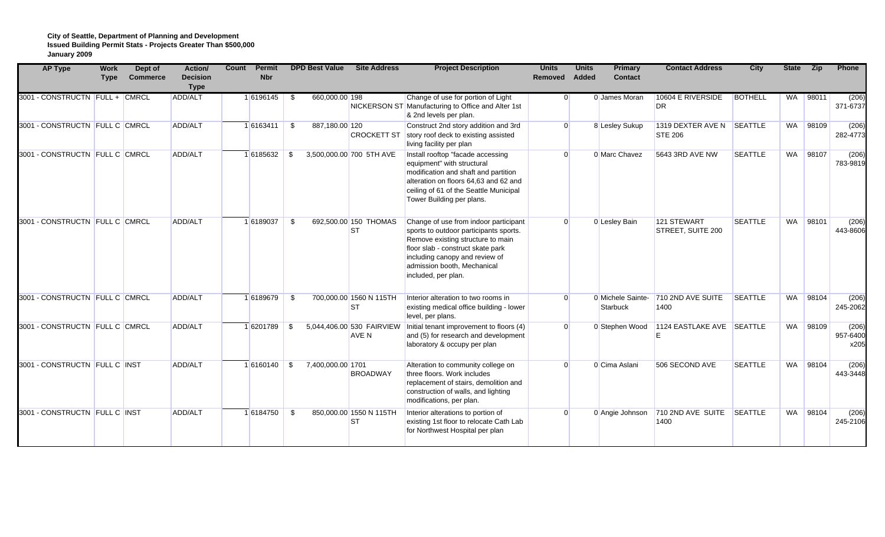**City of Seattle, Department of Planning and Development**
**Issued Building Permit Stats - Projects Greater Than $500,000**
**January 2009**

| AP Type | Work Type | Dept of Commerce | Action/ Decision Type | Count | Permit Nbr | DPD Best Value | Site Address | Project Description | Units Removed | Units Added | Primary Contact | Contact Address | City | State | Zip | Phone |
|---|---|---|---|---|---|---|---|---|---|---|---|---|---|---|---|---|
| 3001 - CONSTRUCTN | FULL + | CMRCL | ADD/ALT | 1 | 6196145 | $ 660,000.00 | 198 NICKERSON ST | Change of use for portion of Light Manufacturing to Office and Alter 1st & 2nd levels per plan. | 0 | 0 | James Moran | 10604 E RIVERSIDE DR | BOTHELL | WA | 98011 | (206) 371-6737 |
| 3001 - CONSTRUCTN | FULL C | CMRCL | ADD/ALT | 1 | 6163411 | $ 887,180.00 | 120 CROCKETT ST | Construct 2nd story addition and 3rd story roof deck to existing assisted living facility per plan | 0 | 8 | Lesley Sukup | 1319 DEXTER AVE N STE 206 | SEATTLE | WA | 98109 | (206) 282-4773 |
| 3001 - CONSTRUCTN | FULL C | CMRCL | ADD/ALT | 1 | 6185632 | $ 3,500,000.00 | 700 5TH AVE | Install rooftop "facade accessing equipment" with structural modification and shaft and partition alteration on floors 64,63 and 62 and ceiling of 61 of the Seattle Municipal Tower Building per plans. | 0 | 0 | Marc Chavez | 5643 3RD AVE NW | SEATTLE | WA | 98107 | (206) 783-9819 |
| 3001 - CONSTRUCTN | FULL C | CMRCL | ADD/ALT | 1 | 6189037 | $ 692,500.00 | 150 THOMAS ST | Change of use from indoor participant sports to outdoor participants sports. Remove existing structure to main floor slab - construct skate park including canopy and review of admission booth, Mechanical included, per plan. | 0 | 0 | Lesley Bain | 121 STEWART STREET, SUITE 200 | SEATTLE | WA | 98101 | (206) 443-8606 |
| 3001 - CONSTRUCTN | FULL C | CMRCL | ADD/ALT | 1 | 6189679 | $ 700,000.00 | 1560 N 115TH ST | Interior alteration to two rooms in existing medical office building - lower level, per plans. | 0 | 0 | Michele Sainte-Starbuck | 710 2ND AVE SUITE 1400 | SEATTLE | WA | 98104 | (206) 245-2062 |
| 3001 - CONSTRUCTN | FULL C | CMRCL | ADD/ALT | 1 | 6201789 | $ 5,044,406.00 | 530 FAIRVIEW AVE N | Initial tenant improvement to floors (4) and (5) for research and development laboratory & occupy per plan | 0 | 0 | Stephen Wood | 1124 EASTLAKE AVE E | SEATTLE | WA | 98109 | (206) 957-6400 x205 |
| 3001 - CONSTRUCTN | FULL C | INST | ADD/ALT | 1 | 6160140 | $ 7,400,000.00 | 1701 BROADWAY | Alteration to community college on three floors. Work includes replacement of stairs, demolition and construction of walls, and lighting modifications, per plan. | 0 | 0 | Cima Aslani | 506 SECOND AVE | SEATTLE | WA | 98104 | (206) 443-3448 |
| 3001 - CONSTRUCTN | FULL C | INST | ADD/ALT | 1 | 6184750 | $ 850,000.00 | 1550 N 115TH ST | Interior alterations to portion of existing 1st floor to relocate Cath Lab for Northwest Hospital per plan | 0 | 0 | Angie Johnson | 710 2ND AVE SUITE 1400 | SEATTLE | WA | 98104 | (206) 245-2106 |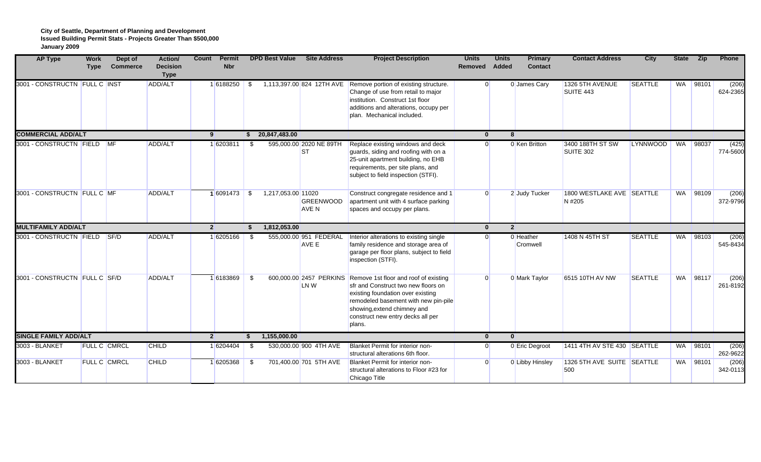**City of Seattle, Department of Planning and Development**
**Issued Building Permit Stats - Projects Greater Than $500,000**
**January 2009**

| AP Type | Work Type | Dept of Commerce | Action/ Decision Type | Count | Permit Nbr | DPD Best Value | Site Address | Project Description | Units Removed | Units Added | Primary Contact | Contact Address | City | State | Zip | Phone |
|---|---|---|---|---|---|---|---|---|---|---|---|---|---|---|---|---|
| 3001 - CONSTRUCTN | FULL C | INST | ADD/ALT | 1 | 6188250 | $ 1,113,397.00 | 824 12TH AVE | Remove portion of existing structure. Change of use from retail to major institution. Construct 1st floor additions and alterations, occupy per plan. Mechanical included. | 0 | 0 | James Cary | 1326 5TH AVENUE SUITE 443 | SEATTLE | WA | 98101 | (206) 624-2365 |
| **COMMERCIAL ADD/ALT** | | | | **9** | | **$ 20,847,483.00** | | | **0** | **8** | | | | | | |
| 3001 - CONSTRUCTN | FIELD | MF | ADD/ALT | 1 | 6203811 | $ 595,000.00 | 2020 NE 89TH ST | Replace existing windows and deck guards, siding and roofing with on a 25-unit apartment building, no EHB requirements, per site plans, and subject to field inspection (STFI). | 0 | 0 | Ken Britton | 3400 188TH ST SW SUITE 302 | LYNNWOOD | WA | 98037 | (425) 774-5600 |
| 3001 - CONSTRUCTN | FULL C | MF | ADD/ALT | 1 | 6091473 | $ 1,217,053.00 | 11020 GREENWOOD AVE N | Construct congregate residence and 1 apartment unit with 4 surface parking spaces and occupy per plans. | 0 | 2 | Judy Tucker | 1800 WESTLAKE AVE N #205 | SEATTLE | WA | 98109 | (206) 372-9796 |
| **MULTIFAMILY ADD/ALT** | | | | **2** | | **$ 1,812,053.00** | | | **0** | **2** | | | | | | |
| 3001 - CONSTRUCTN | FIELD | SF/D | ADD/ALT | 1 | 6205166 | $ 555,000.00 | 951 FEDERAL AVE E | Interior alterations to existing single family residence and storage area of garage per floor plans, subject to field inspection (STFI). | 0 | 0 | Heather Cromwell | 1408 N 45TH ST | SEATTLE | WA | 98103 | (206) 545-8434 |
| 3001 - CONSTRUCTN | FULL C | SF/D | ADD/ALT | 1 | 6183869 | $ 600,000.00 | 2457 PERKINS LN W | Remove 1st floor and roof of existing sfr and Construct two new floors on existing foundation over existing remodeled basement with new pin-pile showing,extend chimney and construct new entry decks all per plans. | 0 | 0 | Mark Taylor | 6515 10TH AV NW | SEATTLE | WA | 98117 | (206) 261-8192 |
| **SINGLE FAMILY ADD/ALT** | | | | **2** | | **$ 1,155,000.00** | | | **0** | **0** | | | | | | |
| 3003 - BLANKET | FULL C | CMRCL | CHILD | 1 | 6204404 | $ 530,000.00 | 900 4TH AVE | Blanket Permit for interior non-structural alterations 6th floor. | 0 | 0 | Eric Degroot | 1411 4TH AV STE 430 | SEATTLE | WA | 98101 | (206) 262-9622 |
| 3003 - BLANKET | FULL C | CMRCL | CHILD | 1 | 6205368 | $ 701,400.00 | 701 5TH AVE | Blanket Permit for interior non-structural alterations to Floor #23 for Chicago Title | 0 | 0 | Libby Hinsley | 1326 5TH AVE SUITE 500 | SEATTLE | WA | 98101 | (206) 342-0113 |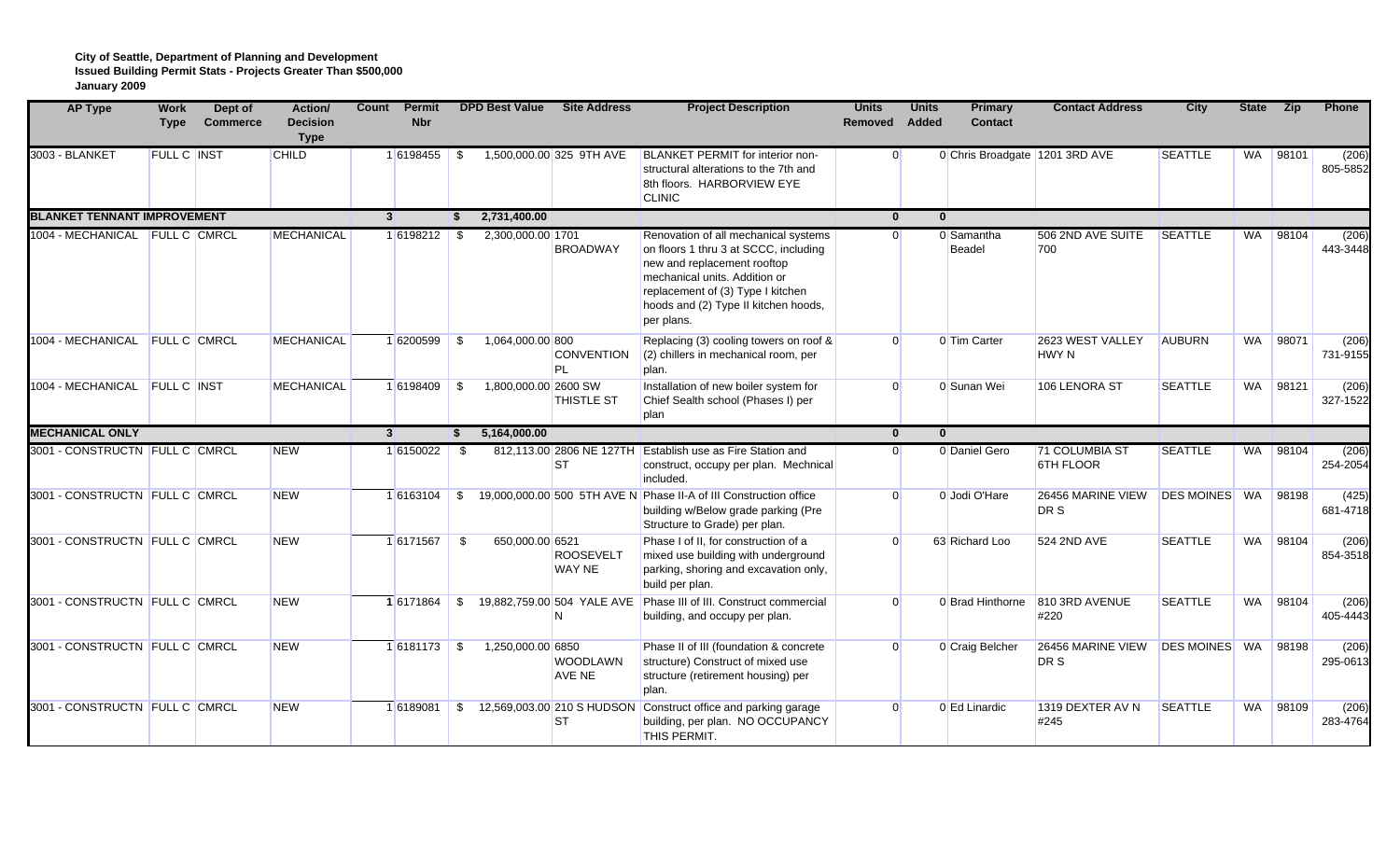**City of Seattle, Department of Planning and Development**
**Issued Building Permit Stats - Projects Greater Than $500,000**
**January 2009**

| AP Type | Work Type | Dept of Commerce | Action/ Decision Type | Count | Permit Nbr | DPD Best Value | Site Address | Project Description | Units Removed | Units Added | Primary Contact | Contact Address | City | State | Zip | Phone |
|---|---|---|---|---|---|---|---|---|---|---|---|---|---|---|---|---|
| 3003 - BLANKET | FULL C | INST | CHILD | 1 | 6198455 | $ 1,500,000.00 | 325 9TH AVE | BLANKET PERMIT for interior non-structural alterations to the 7th and 8th floors. HARBORVIEW EYE CLINIC | 0 | 0 | Chris Broadgate | 1201 3RD AVE | SEATTLE | WA | 98101 | (206) 805-5852 |
| **BLANKET TENNANT IMPROVEMENT** | | | | **3** | | **$ 2,731,400.00** | | | **0** | **0** | | | | | | |
| 1004 - MECHANICAL | FULL C | CMRCL | MECHANICAL | 1 | 6198212 | $ 2,300,000.00 | 1701 BROADWAY | Renovation of all mechanical systems on floors 1 thru 3 at SCCC, including new and replacement rooftop mechanical units. Addition or replacement of (3) Type I kitchen hoods and (2) Type II kitchen hoods, per plans. | 0 | 0 | Samantha Beadel | 506 2ND AVE SUITE 700 | SEATTLE | WA | 98104 | (206) 443-3448 |
| 1004 - MECHANICAL | FULL C | CMRCL | MECHANICAL | 1 | 6200599 | $ 1,064,000.00 | 800 CONVENTION PL | Replacing (3) cooling towers on roof & (2) chillers in mechanical room, per plan. | 0 | 0 | Tim Carter | 2623 WEST VALLEY HWY N | AUBURN | WA | 98071 | (206) 731-9155 |
| 1004 - MECHANICAL | FULL C | INST | MECHANICAL | 1 | 6198409 | $ 1,800,000.00 | 2600 SW THISTLE ST | Installation of new boiler system for Chief Sealth school (Phases I) per plan | 0 | 0 | Sunan Wei | 106 LENORA ST | SEATTLE | WA | 98121 | (206) 327-1522 |
| **MECHANICAL ONLY** | | | | **3** | | **$ 5,164,000.00** | | | **0** | **0** | | | | | | |
| 3001 - CONSTRUCTN | FULL C | CMRCL | NEW | 1 | 6150022 | $ 812,113.00 | 2806 NE 127TH ST | Establish use as Fire Station and construct, occupy per plan. Mechnical included. | 0 | 0 | Daniel Gero | 71 COLUMBIA ST 6TH FLOOR | SEATTLE | WA | 98104 | (206) 254-2054 |
| 3001 - CONSTRUCTN | FULL C | CMRCL | NEW | 1 | 6163104 | $ 19,000,000.00 | 500 5TH AVE N | Phase II-A of III Construction office building w/Below grade parking (Pre Structure to Grade) per plan. | 0 | 0 | Jodi O'Hare | 26456 MARINE VIEW DR S | DES MOINES | WA | 98198 | (425) 681-4718 |
| 3001 - CONSTRUCTN | FULL C | CMRCL | NEW | 1 | 6171567 | $ 650,000.00 | 6521 ROOSEVELT WAY NE | Phase I of II, for construction of a mixed use building with underground parking, shoring and excavation only, build per plan. | 0 | 63 | Richard Loo | 524 2ND AVE | SEATTLE | WA | 98104 | (206) 854-3518 |
| 3001 - CONSTRUCTN | FULL C | CMRCL | NEW | **1** | 6171864 | $ 19,882,759.00 | 504 YALE AVE N | Phase III of III. Construct commercial building, and occupy per plan. | 0 | 0 | Brad Hinthorne | 810 3RD AVENUE #220 | SEATTLE | WA | 98104 | (206) 405-4443 |
| 3001 - CONSTRUCTN | FULL C | CMRCL | NEW | 1 | 6181173 | $ 1,250,000.00 | 6850 WOODLAWN AVE NE | Phase II of III (foundation & concrete structure) Construct of mixed use structure (retirement housing) per plan. | 0 | 0 | Craig Belcher | 26456 MARINE VIEW DR S | DES MOINES | WA | 98198 | (206) 295-0613 |
| 3001 - CONSTRUCTN | FULL C | CMRCL | NEW | 1 | 6189081 | $ 12,569,003.00 | 210 S HUDSON ST | Construct office and parking garage building, per plan. NO OCCUPANCY THIS PERMIT. | 0 | 0 | Ed Linardic | 1319 DEXTER AV N #245 | SEATTLE | WA | 98109 | (206) 283-4764 |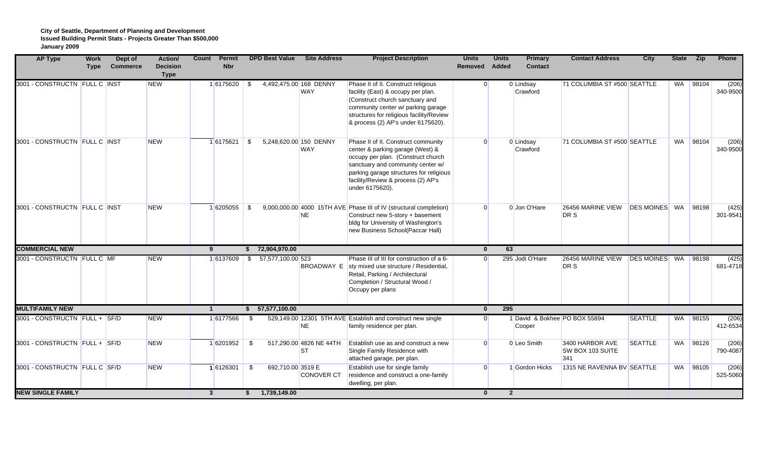**City of Seattle, Department of Planning and Development**
**Issued Building Permit Stats - Projects Greater Than $500,000**
**January 2009**

| AP Type | Work Type | Dept of Commerce | Action/ Decision Type | Count | Permit Nbr | DPD Best Value | Site Address | Project Description | Units Removed | Units Added | Primary Contact | Contact Address | City | State | Zip | Phone |
|---|---|---|---|---|---|---|---|---|---|---|---|---|---|---|---|---|
| 3001 - CONSTRUCTN | FULL C | INST | NEW | 1 | 6175620 | $ 4,492,475.00 | 168 DENNY WAY | Phase II of II. Construct religious facility (East) & occupy per plan. (Construct church sanctuary and community center w/ parking garage structures for religious facility/Review & process (2) AP's under 6175620). | 0 | 0 | Lindsay Crawford | 71 COLUMBIA ST #500 | SEATTLE | WA | 98104 | (206) 340-9500 |
| 3001 - CONSTRUCTN | FULL C | INST | NEW | 1 | 6175621 | $ 5,248,620.00 | 150 DENNY WAY | Phase II of II. Construct community center & parking garage (West) & occupy per plan. (Construct church sanctuary and community center w/ parking garage structures for religious facility/Review & process (2) AP's under 6175620). | 0 | 0 | Lindsay Crawford | 71 COLUMBIA ST #500 | SEATTLE | WA | 98104 | (206) 340-9500 |
| 3001 - CONSTRUCTN | FULL C | INST | NEW | 1 | 6205055 | $ 9,000,000.00 | 4000 15TH AVE NE | Phase III of IV (structural completion) Construct new 5-story + basement bldg for University of Washington's new Business School(Paccar Hall) | 0 | 0 | Jon O'Hare | 26456 MARINE VIEW DR S | DES MOINES | WA | 98198 | (425) 301-9541 |
| **COMMERCIAL NEW** | | | | **9** | | **$ 72,904,970.00** | | | **0** | **63** | | | | | | |
| 3001 - CONSTRUCTN | FULL C | MF | NEW | 1 | 6137609 | $ 57,577,100.00 | 523 BROADWAY E | Phase III of III for construction of a 6-sty mixed use structure / Residential, Retail, Parking / Architectural Completion / Structural Wood / Occupy per plans | 0 | 295 | Jodi O'Hare | 26456 MARINE VIEW DR S | DES MOINES | WA | 98198 | (425) 681-4718 |
| **MULTIFAMILY NEW** | | | | **1** | | **$ 57,577,100.00** | | | **0** | **295** | | | | | | |
| 3001 - CONSTRUCTN | FULL + | SF/D | NEW | 1 | 6177566 | $ 529,149.00 | 12301 5TH AVE NE | Establish and construct new single family residence per plan. | 0 | 1 | David & Bokhee Cooper | PO BOX 55894 | SEATTLE | WA | 98155 | (206) 412-6534 |
| 3001 - CONSTRUCTN | FULL + | SF/D | NEW | 1 | 6201952 | $ 517,290.00 | 4826 NE 44TH ST | Establish use as and construct a new Single Family Residence with attached garage, per plan. | 0 | 0 | Leo Smith | 3400 HARBOR AVE SW BOX 103 SUITE 341 | SEATTLE | WA | 98126 | (206) 790-4087 |
| 3001 - CONSTRUCTN | FULL C | SF/D | NEW | 1 | 6126301 | $ 692,710.00 | 3519 E CONOVER CT | Establish use for single family residence and construct a one-family dwelling, per plan. | 0 | 1 | Gordon Hicks | 1315 NE RAVENNA BV | SEATTLE | WA | 98105 | (206) 525-5060 |
| **NEW SINGLE FAMILY** | | | | **3** | | **$ 1,739,149.00** | | | **0** | **2** | | | | | | |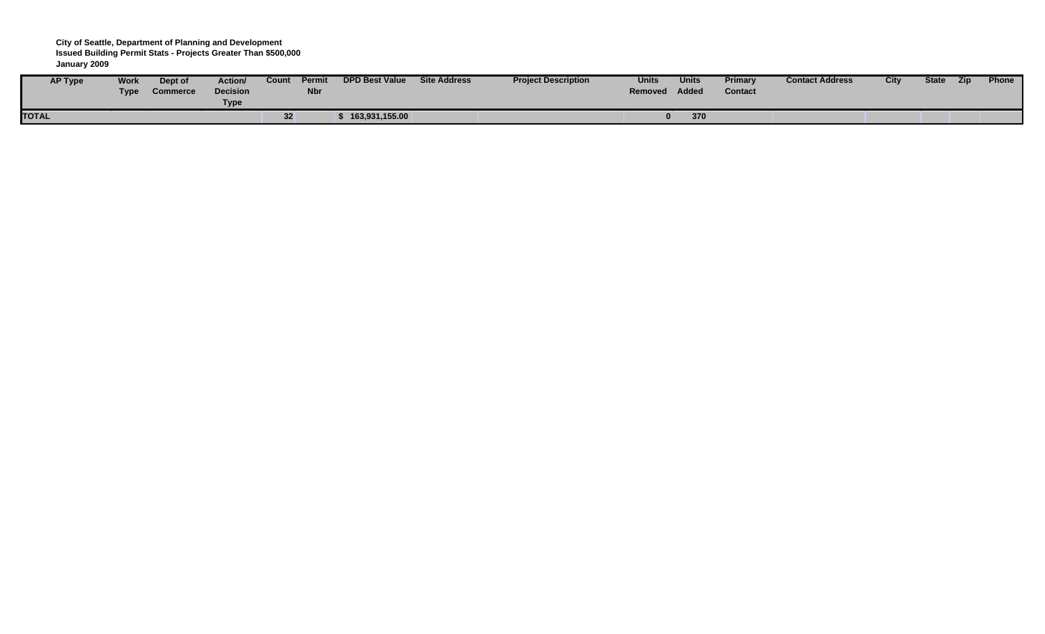**City of Seattle, Department of Planning and Development**
**Issued Building Permit Stats - Projects Greater Than $500,000**
**January 2009**

| AP Type | Work Type | Dept of Commerce | Action/ Decision Type | Count | Permit Nbr | DPD Best Value | Site Address | Project Description | Units Removed | Units Added | Primary Contact | Contact Address | City | State | Zip | Phone |
|---|---|---|---|---|---|---|---|---|---|---|---|---|---|---|---|---|
| TOTAL | | | | 32 | | $ 163,931,155.00 | | | 0 | 370 | | | | | | |